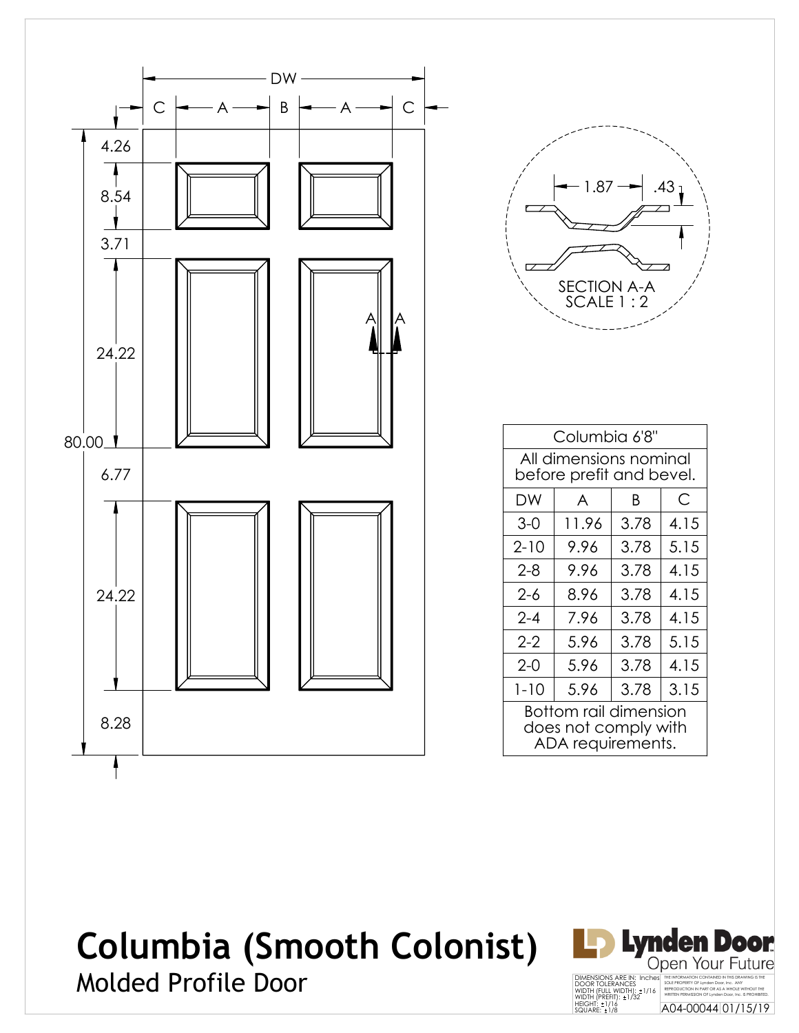DW

C | A | B | A | C

4.26

8.54

3.71

24.22

80.00

6.77

24.22

8.28

1.87

.43

SECTION A-A
SCALE 1 : 2

| Columbia 6'8" | | | |
|---|---|---|---|
| All dimensions nominal before prefit and bevel. | | | |
| DW | A | B | C |
| 3-0 | 11.96 | 3.78 | 4.15 |
| 2-10 | 9.96 | 3.78 | 5.15 |
| 2-8 | 9.96 | 3.78 | 4.15 |
| 2-6 | 8.96 | 3.78 | 4.15 |
| 2-4 | 7.96 | 3.78 | 4.15 |
| 2-2 | 5.96 | 3.78 | 5.15 |
| 2-0 | 5.96 | 3.78 | 4.15 |
| 1-10 | 5.96 | 3.78 | 3.15 |
| Bottom rail dimension does not comply with ADA requirements. | | | |

# Columbia (Smooth Colonist)

## Molded Profile Door

Lynden Door
Open Your Future

DIMENSIONS ARE IN: Inches
DOOR TOLERANCES
WIDTH (FULL WIDTH): ±1/16
WIDTH (PREFIT): ±1/32
HEIGHT: ±1/16
SQUARE: ±1/8

THE INFORMATION CONTAINED IN THIS DRAWING IS THE SOLE PROPERTY OF Lynden Door, Inc. ANY REPRODUCTION IN PART OR AS A WHOLE WITHOUT THE WRITTEN PERMISSION OF Lynden Door, Inc. IS PROHIBITED.

A04-00044 01/15/19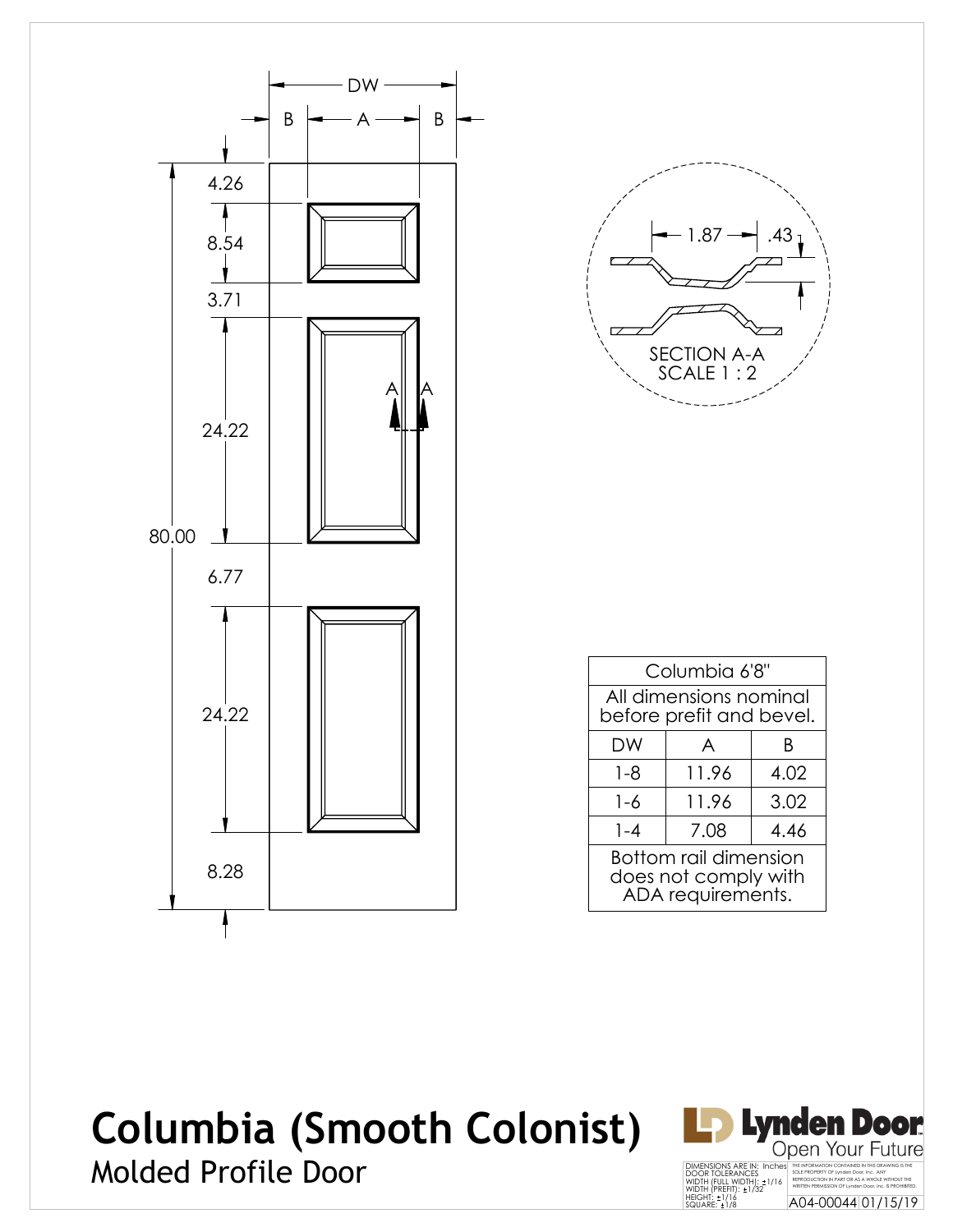DW

B | A | B

4.26

8.54

3.71

24.22

80.00

6.77

24.22

8.28

A A

1.87 .43

SECTION A-A
SCALE 1 : 2

| Columbia 6'8" | | |
|---|---|---|
| All dimensions nominal before prefit and bevel. | | |
| DW | A | B |
| 1-8 | 11.96 | 4.02 |
| 1-6 | 11.96 | 3.02 |
| 1-4 | 7.08 | 4.46 |
| Bottom rail dimension does not comply with ADA requirements. | | |

# Columbia (Smooth Colonist)

Molded Profile Door

Lynden Door
Open Your Future

DIMENSIONS ARE IN: Inches
DOOR TOLERANCES
WIDTH (FULL WIDTH): ±1/16
WIDTH (PREFIT): ±1/32
HEIGHT: ±1/16
SQUARE: ±1/8

THE INFORMATION CONTAINED IN THIS DRAWING IS THE SOLE PROPERTY OF Lynden Door, Inc. ANY REPRODUCTION IN PART OR AS A WHOLE WITHOUT THE WRITTEN PERMISSION OF Lynden Door, Inc. IS PROHIBITED.

A04-00044 01/15/19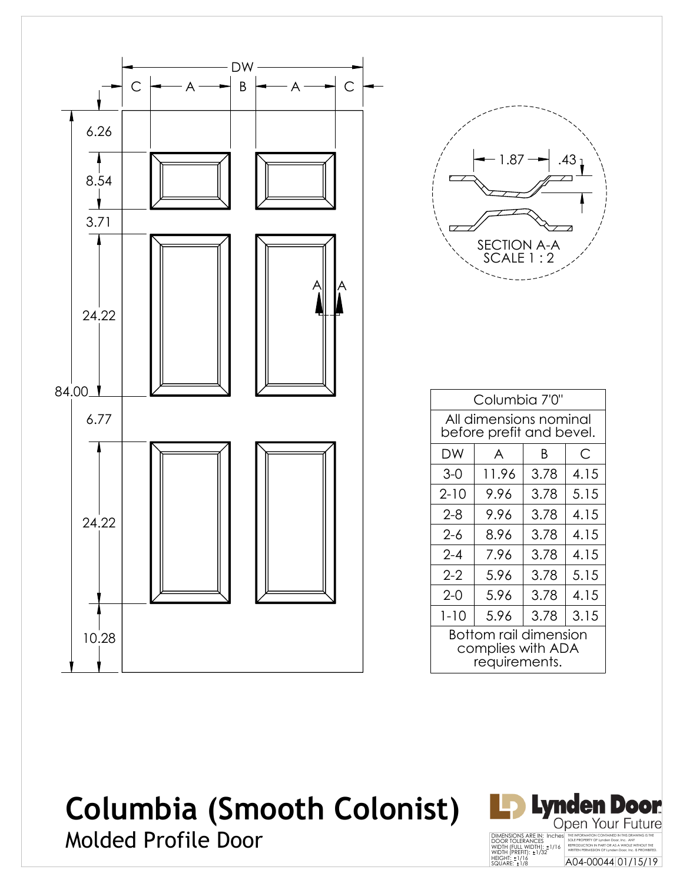# Columbia (Smooth Colonist)

## Molded Profile Door

DW

C A B A C

6.26

8.54

3.71

24.22

84.00

6.77

24.22

10.28

A A

1.87 .43

SECTION A-A
SCALE 1 : 2

| Columbia 7'0" | | | |
|---|---|---|---|
| All dimensions nominal before prefit and bevel. | | | |
| DW | A | B | C |
| 3-0 | 11.96 | 3.78 | 4.15 |
| 2-10 | 9.96 | 3.78 | 5.15 |
| 2-8 | 9.96 | 3.78 | 4.15 |
| 2-6 | 8.96 | 3.78 | 4.15 |
| 2-4 | 7.96 | 3.78 | 4.15 |
| 2-2 | 5.96 | 3.78 | 5.15 |
| 2-0 | 5.96 | 3.78 | 4.15 |
| 1-10 | 5.96 | 3.78 | 3.15 |
| Bottom rail dimension complies with ADA requirements. | | | |

Lynden Door
Open Your Future

DIMENSIONS ARE IN: Inches
DOOR TOLERANCES
WIDTH (FULL WIDTH): ±1/16
WIDTH (PREFIT): ±1/32
HEIGHT: ±1/16
SQUARE: ±1/8

THE INFORMATION CONTAINED IN THIS DRAWING IS THE SOLE PROPERTY OF Lynden Door, Inc. ANY REPRODUCTION IN PART OR AS A WHOLE WITHOUT THE WRITTEN PERMISSION OF Lynden Door, Inc. IS PROHIBITED.

A04-00044 01/15/19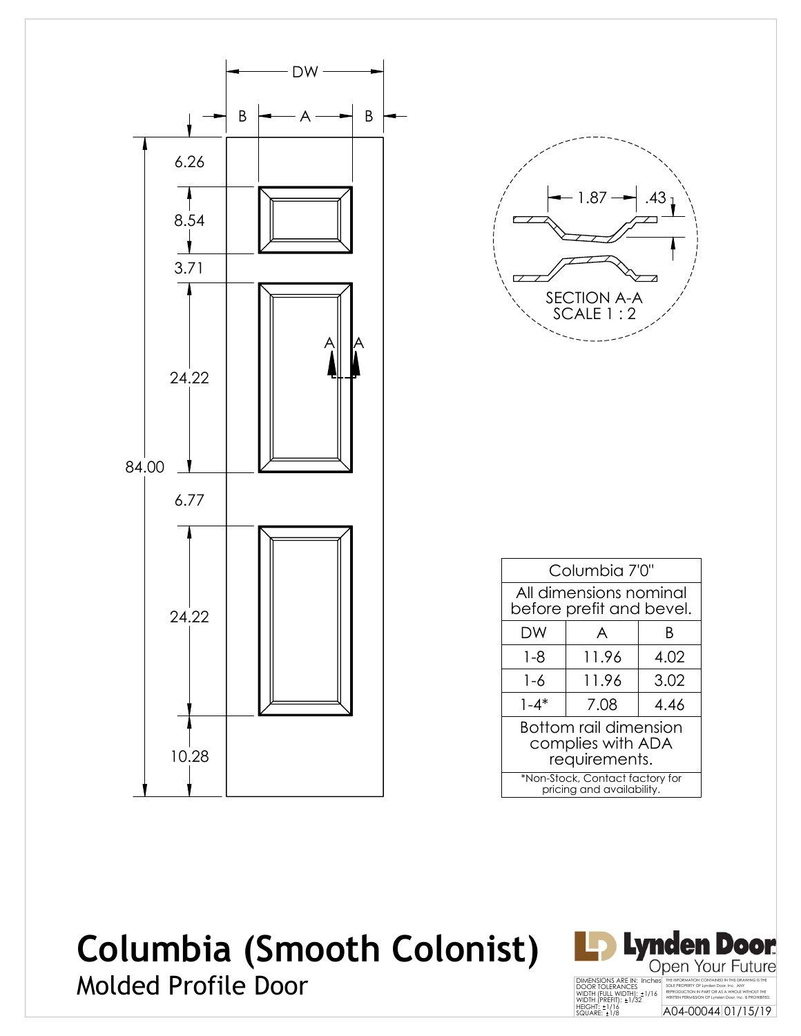DW

B A B

6.26

8.54

3.71

24.22

84.00

6.77

24.22

10.28

1.87 .43

SECTION A-A
SCALE 1 : 2

| Columbia 7'0" | | |
|---|---|---|
| All dimensions nominal before prefit and bevel. | | |
| DW | A | B |
| 1-8 | 11.96 | 4.02 |
| 1-6 | 11.96 | 3.02 |
| 1-4* | 7.08 | 4.46 |
| Bottom rail dimension complies with ADA requirements. | | |
| *Non-Stock, Contact factory for pricing and availability. | | |

# Columbia (Smooth Colonist)

## Molded Profile Door

Lynden Door
Open Your Future

DIMENSIONS ARE IN: Inches
DOOR TOLERANCES
WIDTH (FULL WIDTH): ±1/16
WIDTH (PREFIT): ±1/32
HEIGHT: ±1/16
SQUARE: ±1/8

THE INFORMATION CONTAINED IN THIS DRAWING IS THE SOLE PROPERTY OF Lynden Door, Inc. ANY REPRODUCTION IN PART OR AS A WHOLE WITHOUT THE WRITTEN PERMISSION OF Lynden Door, Inc. IS PROHIBITED.

A04-00044 01/15/19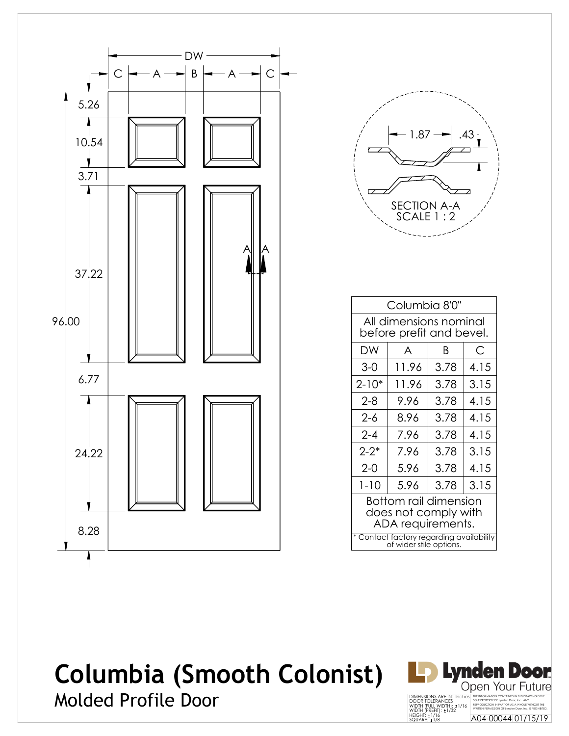DW

C | A | B | A | C

5.26

10.54

3.71

37.22

96.00

6.77

24.22

8.28

A A

1.87 .43

SECTION A-A
SCALE 1 : 2

| Columbia 8'0" | | | |
|---|---|---|---|
| All dimensions nominal before prefit and bevel. | | | |
| DW | A | B | C |
| 3-0 | 11.96 | 3.78 | 4.15 |
| 2-10* | 11.96 | 3.78 | 3.15 |
| 2-8 | 9.96 | 3.78 | 4.15 |
| 2-6 | 8.96 | 3.78 | 4.15 |
| 2-4 | 7.96 | 3.78 | 4.15 |
| 2-2* | 7.96 | 3.78 | 3.15 |
| 2-0 | 5.96 | 3.78 | 4.15 |
| 1-10 | 5.96 | 3.78 | 3.15 |
| Bottom rail dimension does not comply with ADA requirements. | | | |
| * Contact factory regarding availability of wider stile options. | | | |

# Columbia (Smooth Colonist)

Molded Profile Door

Lynden Door
Open Your Future

DIMENSIONS ARE IN: Inches
DOOR TOLERANCES
WIDTH (FULL WIDTH): ±1/16
WIDTH (PREFIT): ±1/32
HEIGHT: ±1/16
SQUARE: ±1/8

THE INFORMATION CONTAINED IN THIS DRAWING IS THE SOLE PROPERTY OF Lynden Door, Inc. ANY REPRODUCTION IN PART OR AS A WHOLE WITHOUT THE WRITTEN PERMISSION OF Lynden Door, Inc. IS PROHIBITED.

A04-00044 01/15/19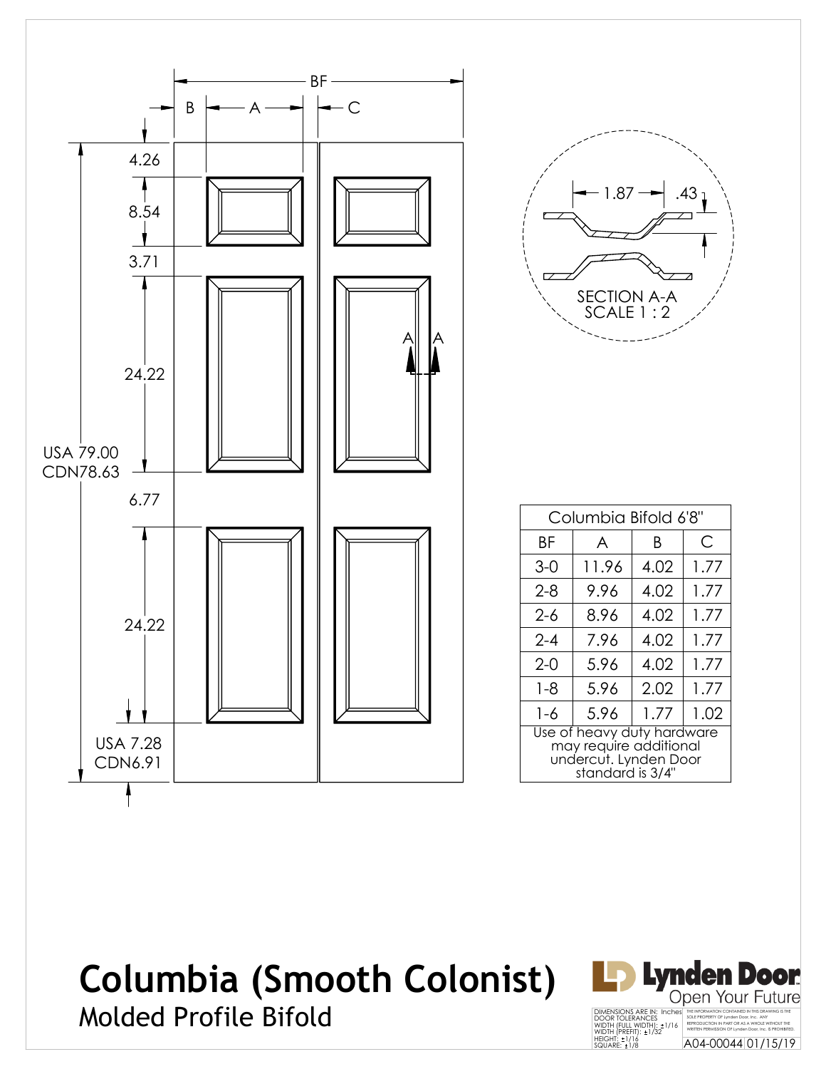BF

B A C

4.26

8.54

3.71

24.22

USA 79.00
CDN78.63

6.77

24.22

USA 7.28
CDN6.91

1.87 .43

SECTION A-A
SCALE 1 : 2

| Columbia Bifold 6'8" | | | |
|---|---|---|---|
| BF | A | B | C |
| 3-0 | 11.96 | 4.02 | 1.77 |
| 2-8 | 9.96 | 4.02 | 1.77 |
| 2-6 | 8.96 | 4.02 | 1.77 |
| 2-4 | 7.96 | 4.02 | 1.77 |
| 2-0 | 5.96 | 4.02 | 1.77 |
| 1-8 | 5.96 | 2.02 | 1.77 |
| 1-6 | 5.96 | 1.77 | 1.02 |
| Use of heavy duty hardware may require additional undercut. Lynden Door standard is 3/4" | | | |

# Columbia (Smooth Colonist)

## Molded Profile Bifold

Lynden Door
Open Your Future

DIMENSIONS ARE IN: Inches
DOOR TOLERANCES
WIDTH (FULL WIDTH): ±1/16
WIDTH (PREFIT): ±1/32
HEIGHT: ±1/16
SQUARE: ±1/8

THE INFORMATION CONTAINED IN THIS DRAWING IS THE SOLE PROPERTY OF Lynden Door, Inc. ANY REPRODUCTION IN PART OR AS A WHOLE WITHOUT THE WRITTEN PERMISSION OF Lynden Door, Inc. IS PROHIBITED.

A04-00044 01/15/19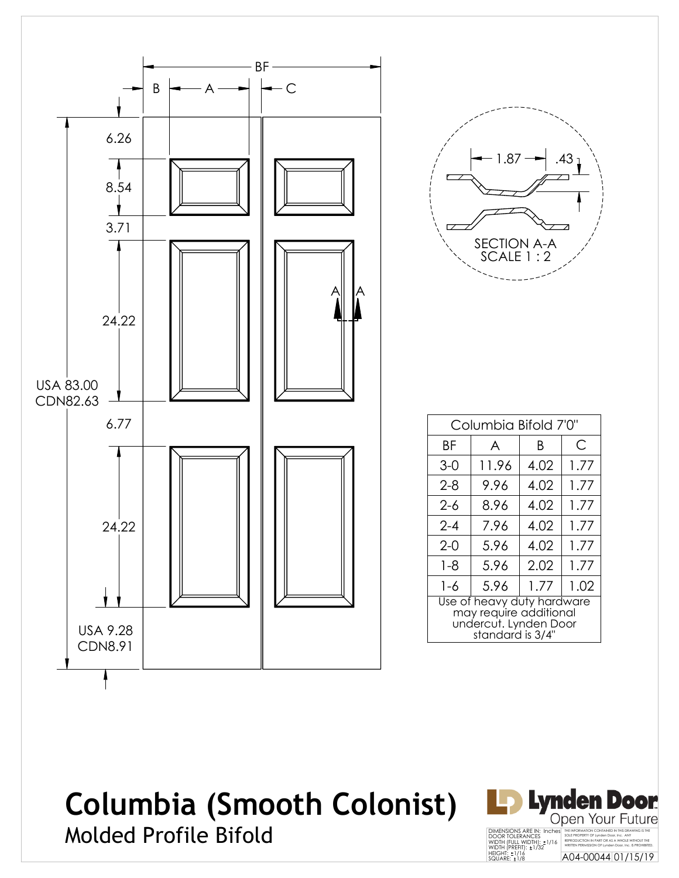# Columbia (Smooth Colonist)

## Molded Profile Bifold

BF

B — A — C

6.26

8.54

3.71

24.22

USA 83.00
CDN82.63

6.77

24.22

USA 9.28
CDN8.91

A A

1.87 .43

SECTION A-A
SCALE 1 : 2

| Columbia Bifold 7'0" | | | |
|---|---|---|---|
| BF | A | B | C |
| 3-0 | 11.96 | 4.02 | 1.77 |
| 2-8 | 9.96 | 4.02 | 1.77 |
| 2-6 | 8.96 | 4.02 | 1.77 |
| 2-4 | 7.96 | 4.02 | 1.77 |
| 2-0 | 5.96 | 4.02 | 1.77 |
| 1-8 | 5.96 | 2.02 | 1.77 |
| 1-6 | 5.96 | 1.77 | 1.02 |
| Use of heavy duty hardware may require additional undercut. Lynden Door standard is 3/4" | | | |

Lynden Door
Open Your Future

DIMENSIONS ARE IN: Inches
DOOR TOLERANCES
WIDTH (FULL WIDTH): ±1/16
WIDTH (PREFIT): ±1/32
HEIGHT: ±1/16
SQUARE: ±1/8

THE INFORMATION CONTAINED IN THIS DRAWING IS THE SOLE PROPERTY OF Lynden Door, Inc. ANY REPRODUCTION IN PART OR AS A WHOLE WITHOUT THE WRITTEN PERMISSION OF Lynden Door, Inc. IS PROHIBITED.

A04-00044 01/15/19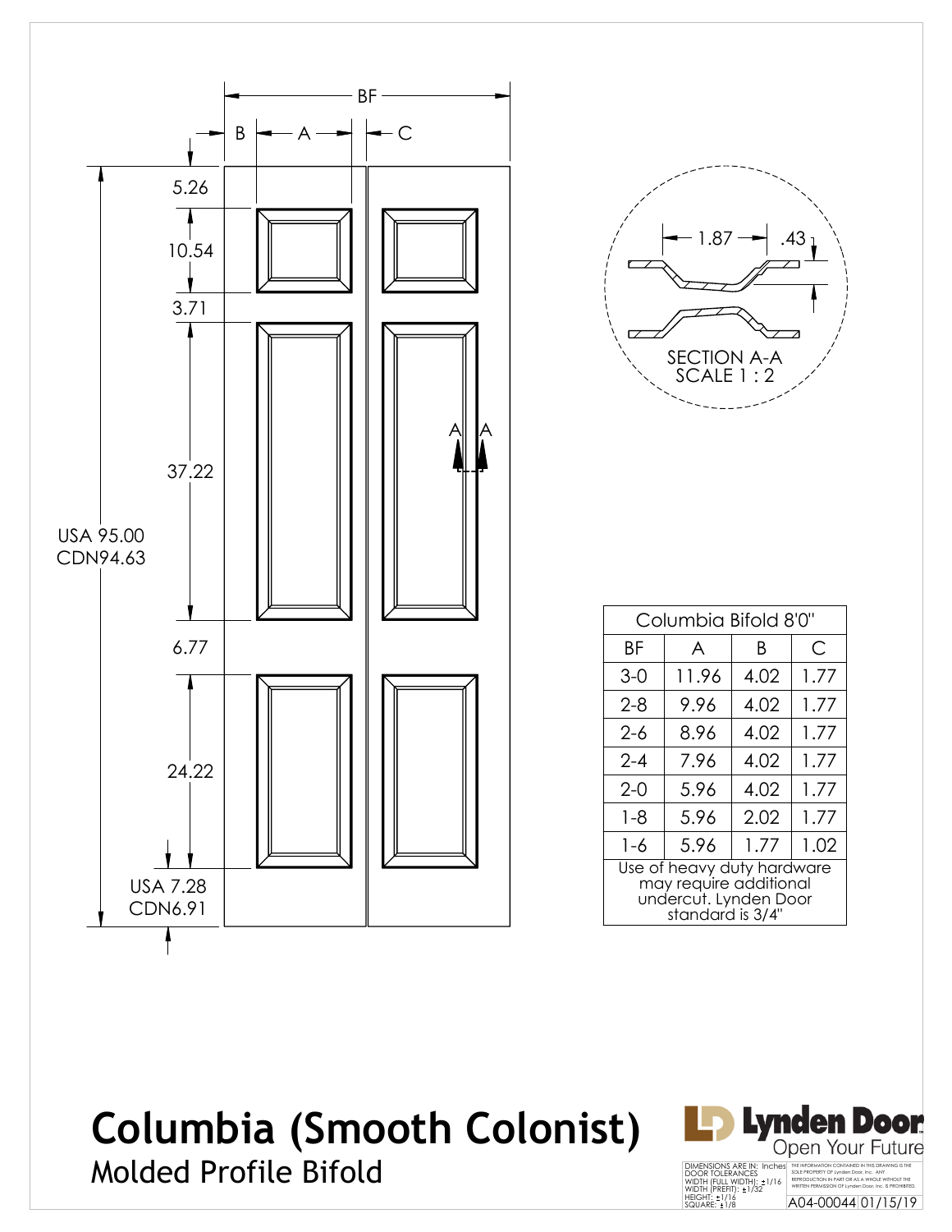# Columbia (Smooth Colonist)

## Molded Profile Bifold

BF

B — A — C

5.26

10.54

3.71

37.22

USA 95.00
CDN94.63

6.77

24.22

USA 7.28
CDN6.91

A A

1.87 .43

SECTION A-A
SCALE 1 : 2

| Columbia Bifold 8'0" | | | |
|---|---|---|---|
| BF | A | B | C |
| 3-0 | 11.96 | 4.02 | 1.77 |
| 2-8 | 9.96 | 4.02 | 1.77 |
| 2-6 | 8.96 | 4.02 | 1.77 |
| 2-4 | 7.96 | 4.02 | 1.77 |
| 2-0 | 5.96 | 4.02 | 1.77 |
| 1-8 | 5.96 | 2.02 | 1.77 |
| 1-6 | 5.96 | 1.77 | 1.02 |
| Use of heavy duty hardware may require additional undercut. Lynden Door standard is 3/4" | | | |

Lynden Door
Open Your Future

DIMENSIONS ARE IN: Inches
DOOR TOLERANCES
WIDTH (FULL WIDTH): ±1/16
WIDTH (PREFIT): ±1/32
HEIGHT: ±1/16
SQUARE: ±1/8

THE INFORMATION CONTAINED IN THIS DRAWING IS THE SOLE PROPERTY OF Lynden Door, Inc. ANY REPRODUCTION IN PART OR AS A WHOLE WITHOUT THE WRITTEN PERMISSION OF Lynden Door, Inc. IS PROHIBITED.

A04-00044 01/15/19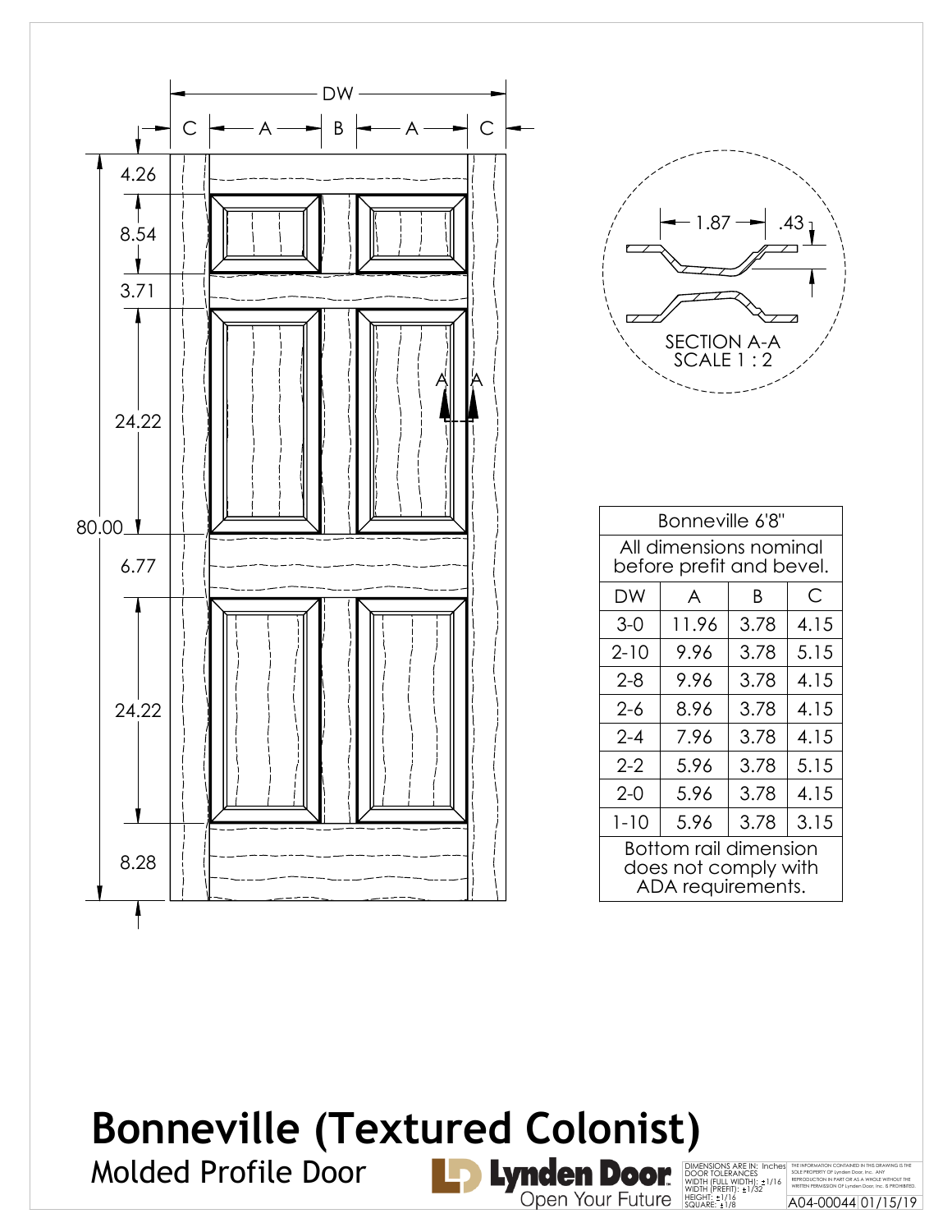# Bonneville (Textured Colonist)

## Molded Profile Door

DW

C | A | B | A | C

4.26
8.54
3.71
24.22
80.00
6.77
24.22
8.28

SECTION A-A
SCALE 1 : 2

1.87 .43

| Bonneville 6'8" | | | |
|---|---|---|---|
| All dimensions nominal before prefit and bevel. | | | |
| DW | A | B | C |
| 3-0 | 11.96 | 3.78 | 4.15 |
| 2-10 | 9.96 | 3.78 | 5.15 |
| 2-8 | 9.96 | 3.78 | 4.15 |
| 2-6 | 8.96 | 3.78 | 4.15 |
| 2-4 | 7.96 | 3.78 | 4.15 |
| 2-2 | 5.96 | 3.78 | 5.15 |
| 2-0 | 5.96 | 3.78 | 4.15 |
| 1-10 | 5.96 | 3.78 | 3.15 |
| Bottom rail dimension does not comply with ADA requirements. | | | |

Lynden Door
Open Your Future

DIMENSIONS ARE IN: Inches
DOOR TOLERANCES
WIDTH (FULL WIDTH): ±1/16
WIDTH (PREFIT): ±1/32
HEIGHT: ±1/16
SQUARE: ±1/8

THE INFORMATION CONTAINED IN THIS DRAWING IS THE SOLE PROPERTY OF Lynden Door, Inc. ANY REPRODUCTION IN PART OR AS A WHOLE WITHOUT THE WRITTEN PERMISSION OF Lynden Door, Inc. IS PROHIBITED.

A04-00044 01/15/19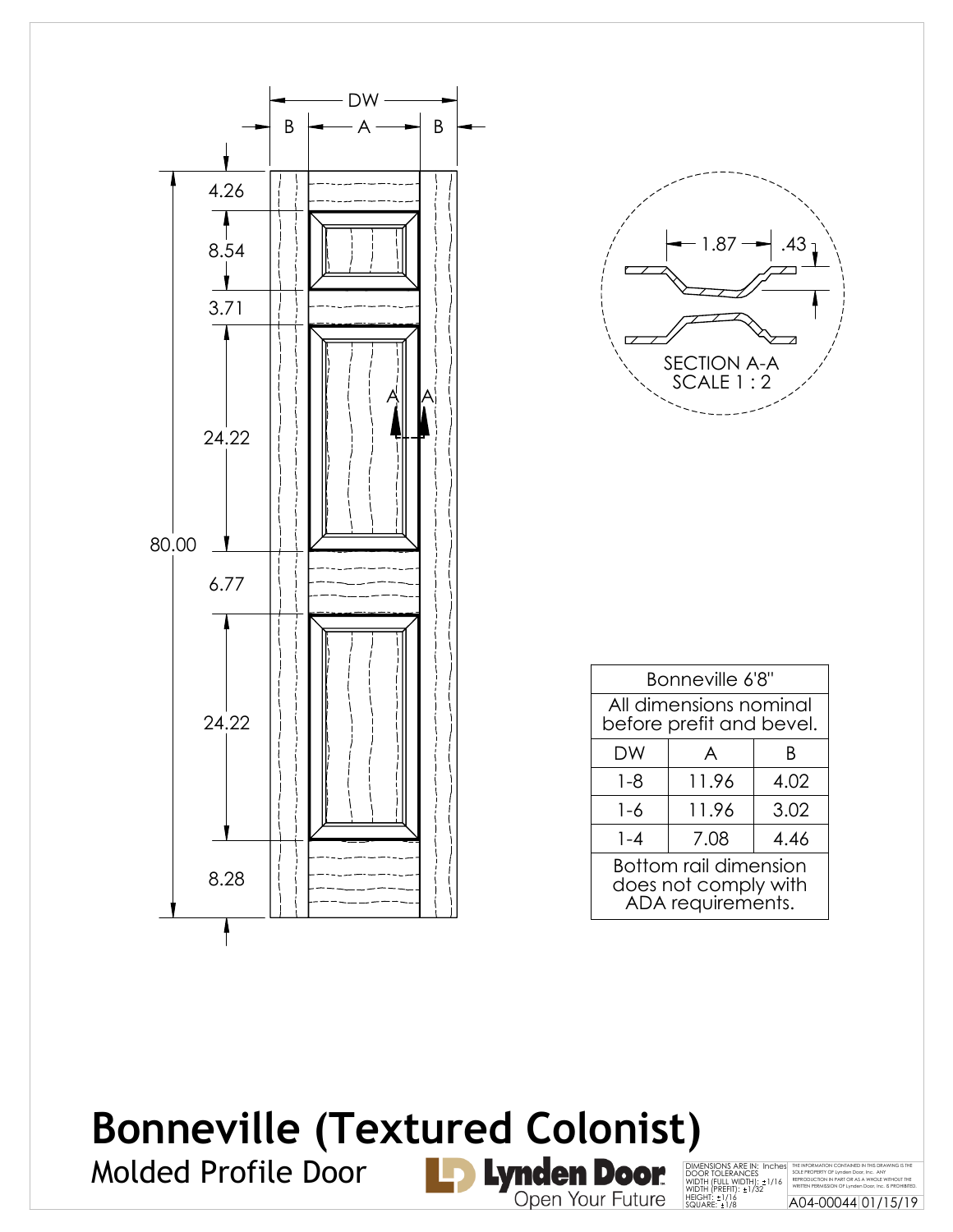DW

B | A | B

4.26

8.54

3.71

24.22

80.00

6.77

24.22

8.28

1.87 .43

SECTION A-A
SCALE 1 : 2

| Bonneville 6'8" | | |
|---|---|---|
| All dimensions nominal before prefit and bevel. | | |
| DW | A | B |
| 1-8 | 11.96 | 4.02 |
| 1-6 | 11.96 | 3.02 |
| 1-4 | 7.08 | 4.46 |
| Bottom rail dimension does not comply with ADA requirements. | | |

# Bonneville (Textured Colonist)

Molded Profile Door

Lynden Door
Open Your Future

DIMENSIONS ARE IN: Inches
DOOR TOLERANCES
WIDTH (FULL WIDTH): ±1/16
WIDTH (PREFIT): ±1/32
HEIGHT: ±1/16
SQUARE: ±1/8

THE INFORMATION CONTAINED IN THIS DRAWING IS THE SOLE PROPERTY OF Lynden Door, Inc. ANY REPRODUCTION IN PART OR AS A WHOLE WITHOUT THE WRITTEN PERMISSION OF Lynden Door, Inc. IS PROHIBITED.

A04-00044 01/15/19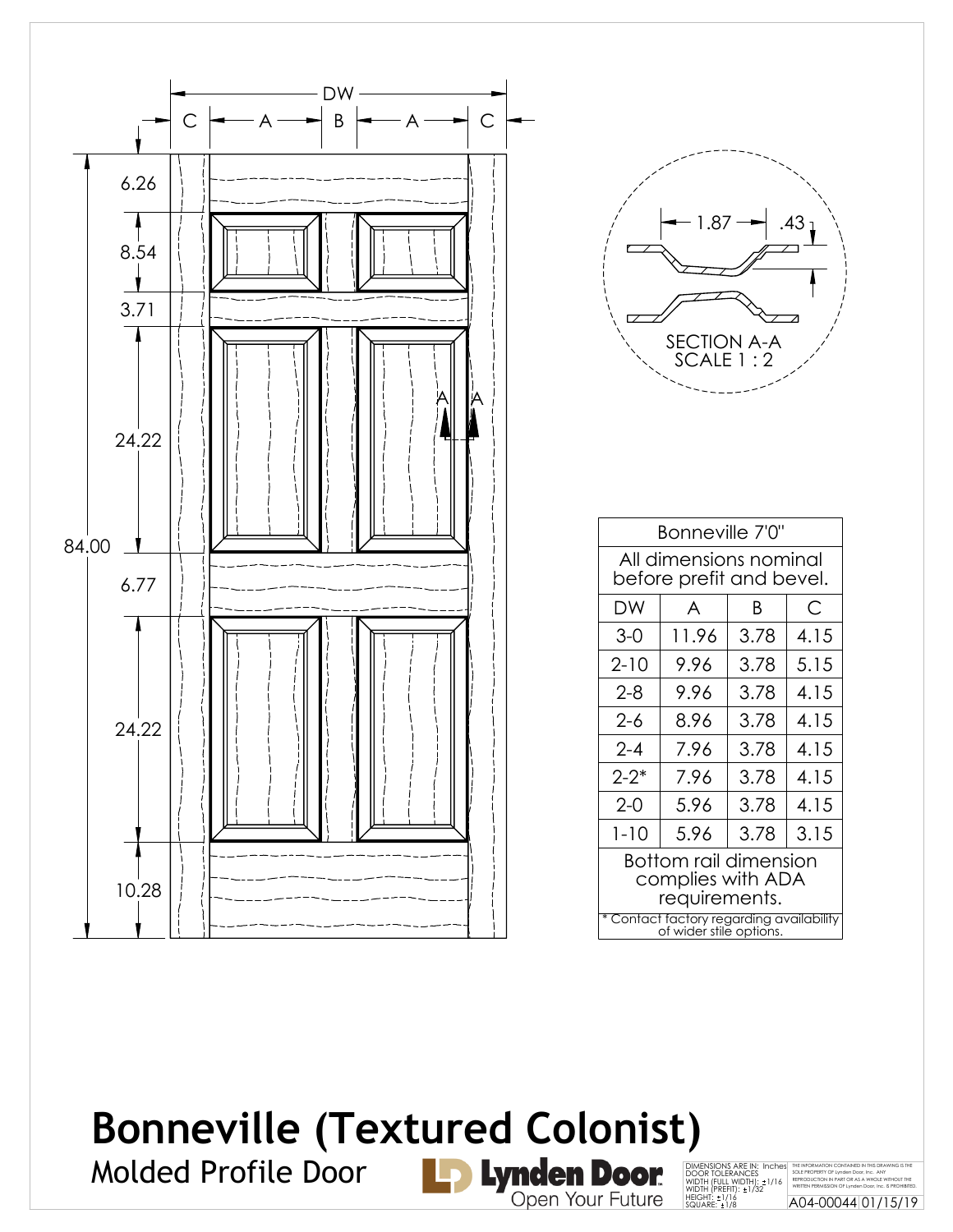DW

C | A | B | A | C

6.26

8.54

3.71

24.22

84.00

6.77

24.22

10.28

A A

1.87 .43

SECTION A-A
SCALE 1 : 2

| Bonneville 7'0" | | | |
|---|---|---|---|
| All dimensions nominal before prefit and bevel. | | | |
| DW | A | B | C |
| 3-0 | 11.96 | 3.78 | 4.15 |
| 2-10 | 9.96 | 3.78 | 5.15 |
| 2-8 | 9.96 | 3.78 | 4.15 |
| 2-6 | 8.96 | 3.78 | 4.15 |
| 2-4 | 7.96 | 3.78 | 4.15 |
| 2-2* | 7.96 | 3.78 | 4.15 |
| 2-0 | 5.96 | 3.78 | 4.15 |
| 1-10 | 5.96 | 3.78 | 3.15 |
| Bottom rail dimension complies with ADA requirements. | | | |
| * Contact factory regarding availability of wider stile options. | | | |

# Bonneville (Textured Colonist)

Molded Profile Door

Lynden Door
Open Your Future

DIMENSIONS ARE IN: Inches
DOOR TOLERANCES
WIDTH (FULL WIDTH): ±1/16
WIDTH (PREFIT): ±1/32
HEIGHT: ±1/16
SQUARE: ±1/8

THE INFORMATION CONTAINED IN THIS DRAWING IS THE SOLE PROPERTY OF Lynden Door, Inc. ANY REPRODUCTION IN PART OR AS A WHOLE WITHOUT THE WRITTEN PERMISSION OF Lynden Door, Inc. IS PROHIBITED.

A04-00044 01/15/19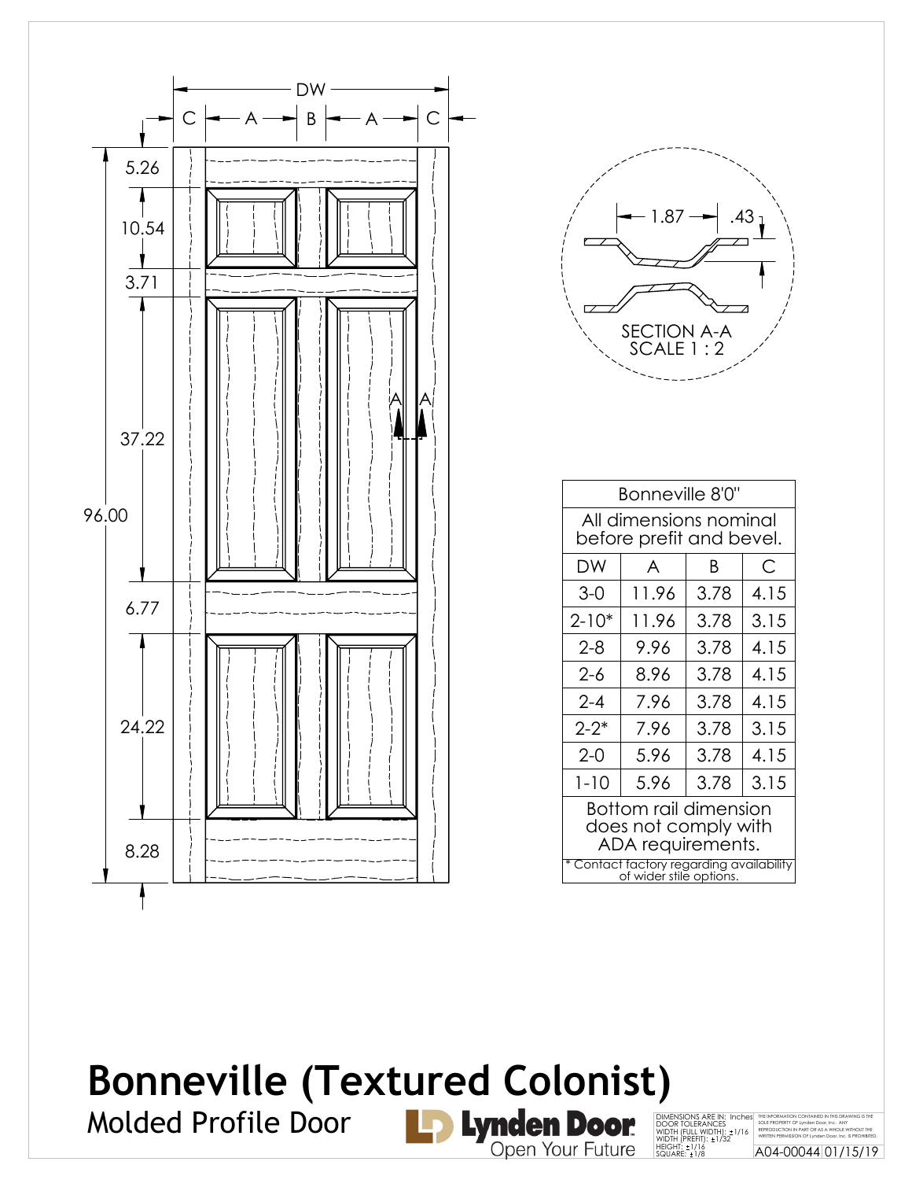DW

C | A | B | A | C

5.26

10.54

3.71

37.22

96.00

6.77

24.22

8.28

A A

1.87 .43

SECTION A-A
SCALE 1 : 2

| Bonneville 8'0" | | | |
|---|---|---|---|
| All dimensions nominal before prefit and bevel. | | | |
| DW | A | B | C |
| 3-0 | 11.96 | 3.78 | 4.15 |
| 2-10* | 11.96 | 3.78 | 3.15 |
| 2-8 | 9.96 | 3.78 | 4.15 |
| 2-6 | 8.96 | 3.78 | 4.15 |
| 2-4 | 7.96 | 3.78 | 4.15 |
| 2-2* | 7.96 | 3.78 | 3.15 |
| 2-0 | 5.96 | 3.78 | 4.15 |
| 1-10 | 5.96 | 3.78 | 3.15 |
| Bottom rail dimension does not comply with ADA requirements. | | | |
| * Contact factory regarding availability of wider stile options. | | | |

# Bonneville (Textured Colonist)

Molded Profile Door

Lynden Door
Open Your Future

DIMENSIONS ARE IN: Inches
DOOR TOLERANCES
WIDTH (FULL WIDTH): ±1/16
WIDTH (PREFIT): ±1/32
HEIGHT: ±1/16
SQUARE: ±1/8

THE INFORMATION CONTAINED IN THIS DRAWING IS THE SOLE PROPERTY OF Lynden Door, Inc. ANY REPRODUCTION IN PART OR AS A WHOLE WITHOUT THE WRITTEN PERMISSION OF Lynden Door, Inc. IS PROHIBITED.

A04-00044 01/15/19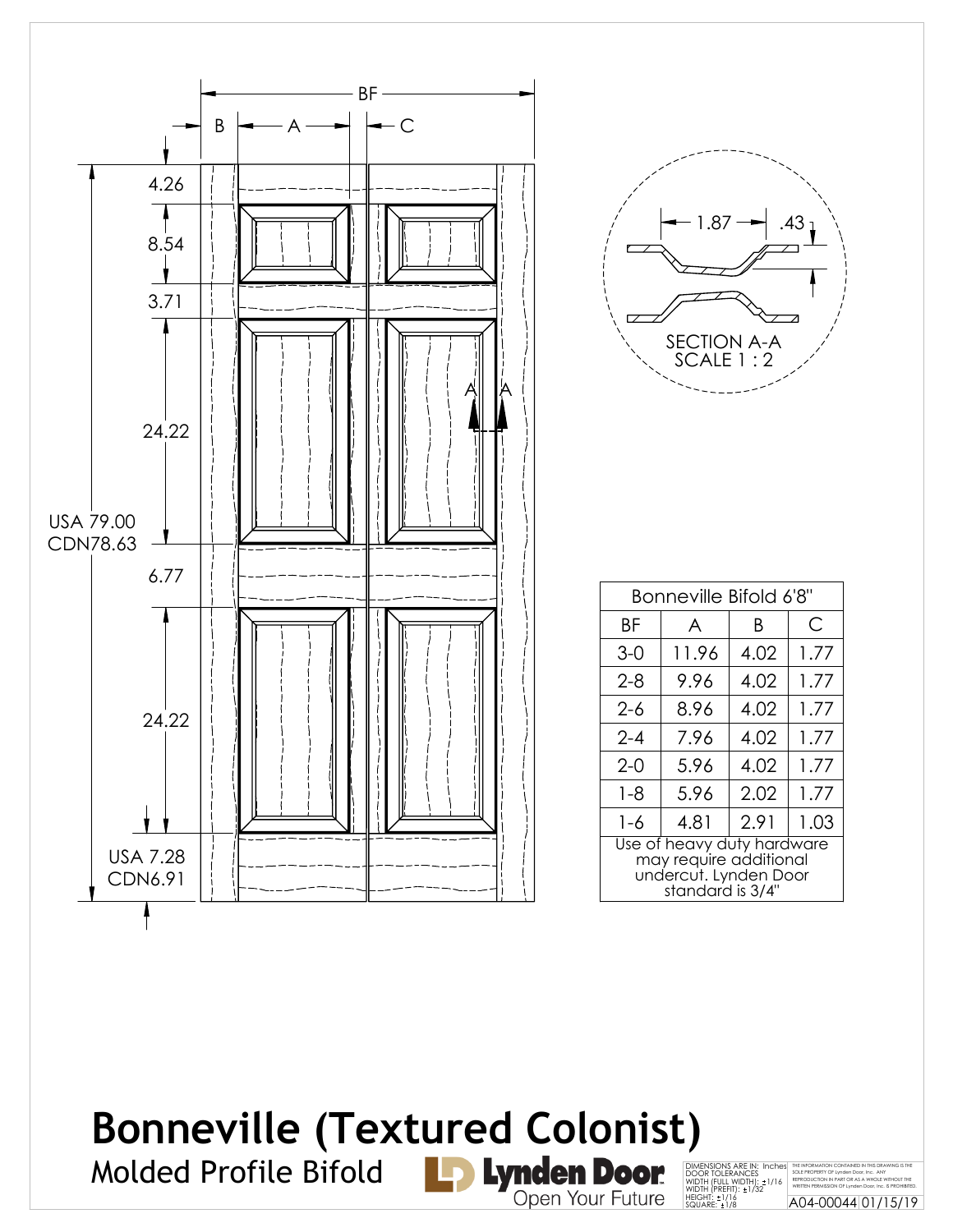# Bonneville (Textured Colonist)

Molded Profile Bifold

Lynden Door — Open Your Future

BF

B — A — C

4.26

8.54

3.71

24.22

USA 79.00
CDN78.63

6.77

24.22

USA 7.28
CDN6.91

A A

1.87 .43

SECTION A-A
SCALE 1 : 2

| Bonneville Bifold 6'8" | | | |
|---|---|---|---|
| BF | A | B | C |
| 3-0 | 11.96 | 4.02 | 1.77 |
| 2-8 | 9.96 | 4.02 | 1.77 |
| 2-6 | 8.96 | 4.02 | 1.77 |
| 2-4 | 7.96 | 4.02 | 1.77 |
| 2-0 | 5.96 | 4.02 | 1.77 |
| 1-8 | 5.96 | 2.02 | 1.77 |
| 1-6 | 4.81 | 2.91 | 1.03 |
| Use of heavy duty hardware may require additional undercut. Lynden Door standard is 3/4" | | | |

DIMENSIONS ARE IN: Inches
DOOR TOLERANCES
WIDTH (FULL WIDTH): ±1/16
WIDTH (PREFIT): ±1/32
HEIGHT: ±1/16
SQUARE: ±1/8

THE INFORMATION CONTAINED IN THIS DRAWING IS THE SOLE PROPERTY OF Lynden Door, Inc. ANY REPRODUCTION IN PART OR AS A WHOLE WITHOUT THE WRITTEN PERMISSION OF Lynden Door, Inc. IS PROHIBITED.

A04-00044 01/15/19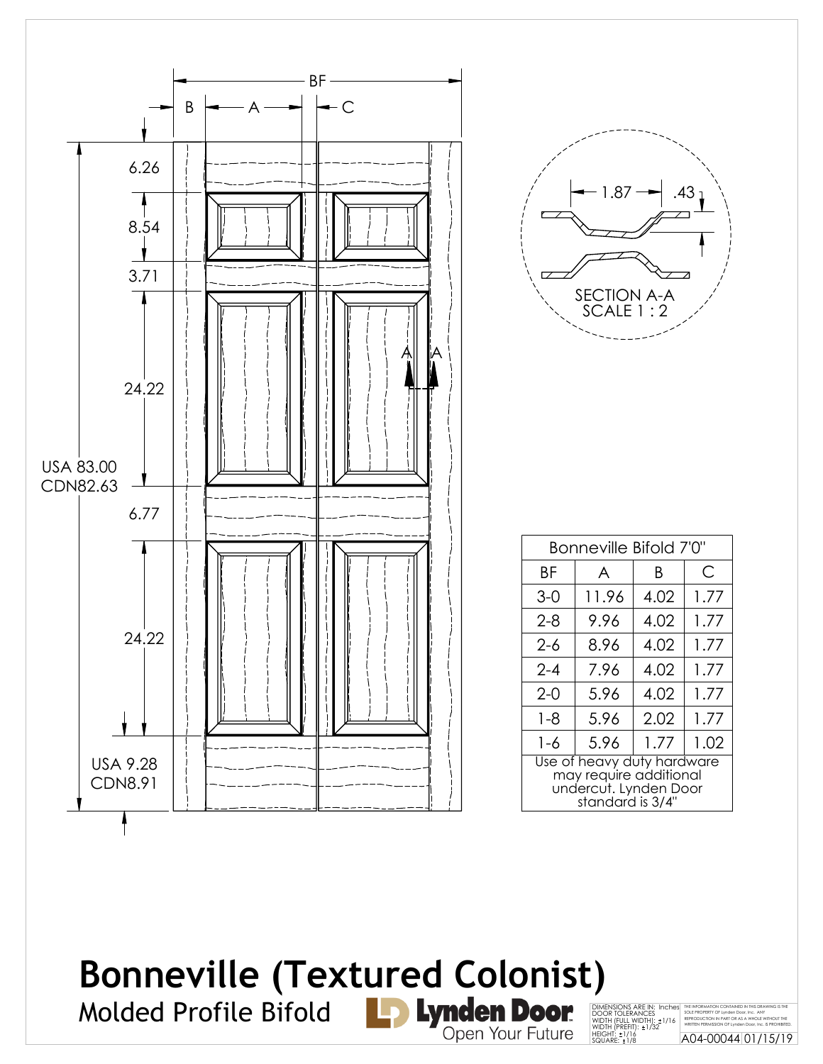BF

B | A | C

6.26

8.54

3.71

24.22

USA 83.00
CDN82.63

6.77

24.22

USA 9.28
CDN8.91

A A

1.87 .43

SECTION A-A
SCALE 1 : 2

| Bonneville Bifold 7'0" | | | |
|---|---|---|---|
| BF | A | B | C |
| 3-0 | 11.96 | 4.02 | 1.77 |
| 2-8 | 9.96 | 4.02 | 1.77 |
| 2-6 | 8.96 | 4.02 | 1.77 |
| 2-4 | 7.96 | 4.02 | 1.77 |
| 2-0 | 5.96 | 4.02 | 1.77 |
| 1-8 | 5.96 | 2.02 | 1.77 |
| 1-6 | 5.96 | 1.77 | 1.02 |
| Use of heavy duty hardware may require additional undercut. Lynden Door standard is 3/4" | | | |

# Bonneville (Textured Colonist)

Molded Profile Bifold

Lynden Door
Open Your Future

DIMENSIONS ARE IN: Inches
DOOR TOLERANCES
WIDTH (FULL WIDTH): ±1/16
WIDTH (PREFIT): ±1/32
HEIGHT: ±1/16
SQUARE: ±1/8

THE INFORMATION CONTAINED IN THIS DRAWING IS THE SOLE PROPERTY OF Lynden Door, Inc. ANY REPRODUCTION IN PART OR AS A WHOLE WITHOUT THE WRITTEN PERMISSION OF Lynden Door, Inc. IS PROHIBITED.

A04-00044 01/15/19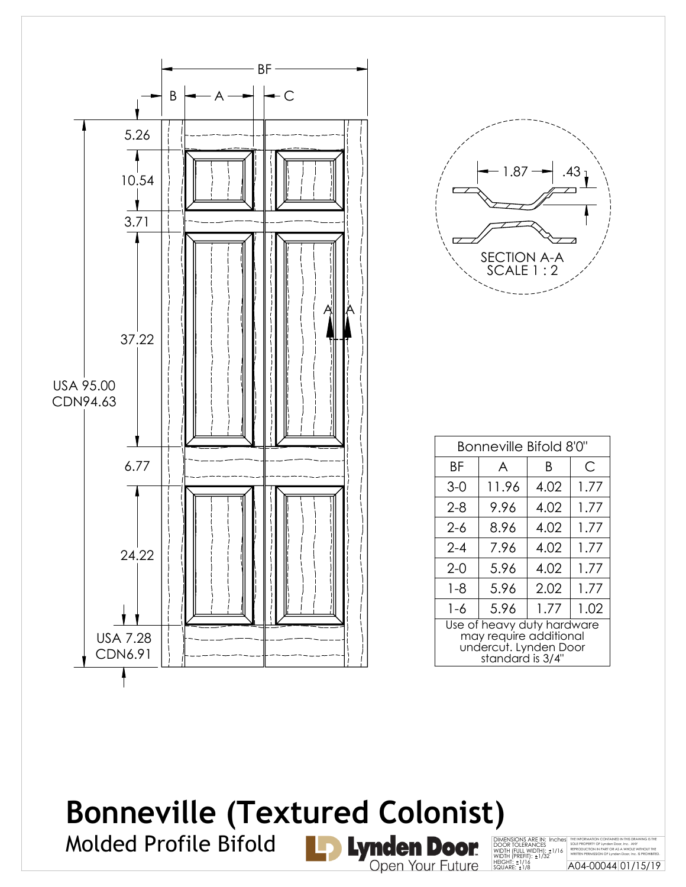# Bonneville (Textured Colonist)

Molded Profile Bifold

Lynden Door — Open Your Future

BF

B — A — C

5.26

10.54

3.71

37.22

USA 95.00
CDN94.63

6.77

24.22

USA 7.28
CDN6.91

A A

1.87 .43

SECTION A-A
SCALE 1 : 2

| Bonneville Bifold 8'0" | | | |
|---|---|---|---|
| BF | A | B | C |
| 3-0 | 11.96 | 4.02 | 1.77 |
| 2-8 | 9.96 | 4.02 | 1.77 |
| 2-6 | 8.96 | 4.02 | 1.77 |
| 2-4 | 7.96 | 4.02 | 1.77 |
| 2-0 | 5.96 | 4.02 | 1.77 |
| 1-8 | 5.96 | 2.02 | 1.77 |
| 1-6 | 5.96 | 1.77 | 1.02 |
| Use of heavy duty hardware may require additional undercut. Lynden Door standard is 3/4" | | | |

DIMENSIONS ARE IN: Inches
DOOR TOLERANCES
WIDTH (FULL WIDTH): ±1/16
WIDTH (PREFIT): ±1/32
HEIGHT: ±1/16
SQUARE: ±1/8

THE INFORMATION CONTAINED IN THIS DRAWING IS THE SOLE PROPERTY OF Lynden Door, Inc. ANY REPRODUCTION IN PART OR AS A WHOLE WITHOUT THE WRITTEN PERMISSION OF Lynden Door, Inc. IS PROHIBITED.

A04-00044 01/15/19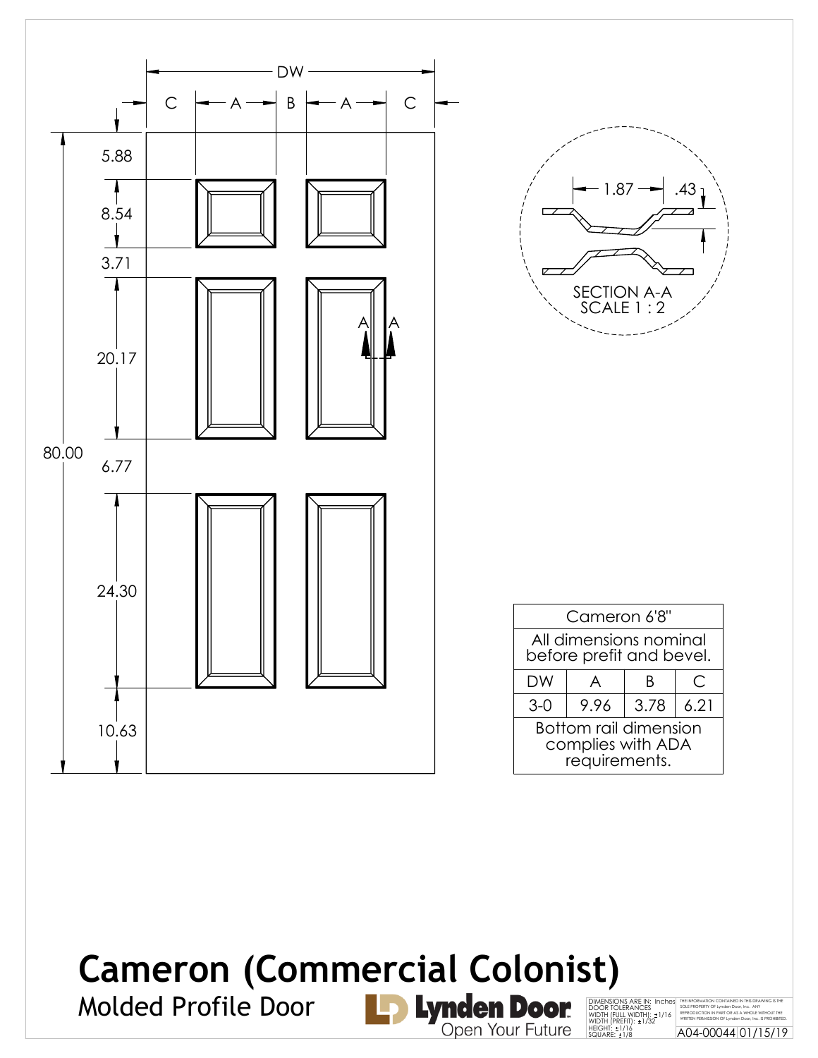DW

C — A — B — A — C

5.88

8.54

3.71

20.17

80.00

6.77

24.30

10.63

A A

1.87 .43

SECTION A-A
SCALE 1 : 2

| Cameron 6'8" | | | |
|---|---|---|---|
| All dimensions nominal before prefit and bevel. | | | |
| DW | A | B | C |
| 3-0 | 9.96 | 3.78 | 6.21 |
| Bottom rail dimension complies with ADA requirements. | | | |

# Cameron (Commercial Colonist)

Molded Profile Door

Lynden Door
Open Your Future

DIMENSIONS ARE IN: Inches
DOOR TOLERANCES
WIDTH (FULL WIDTH): ±1/16
WIDTH (PREFIT): ±1/32
HEIGHT: ±1/16
SQUARE: ±1/8

THE INFORMATION CONTAINED IN THIS DRAWING IS THE SOLE PROPERTY OF Lynden Door, Inc. ANY REPRODUCTION IN PART OR AS A WHOLE WITHOUT THE WRITTEN PERMISSION OF Lynden Door, Inc. IS PROHIBITED.

A04-00044 01/15/19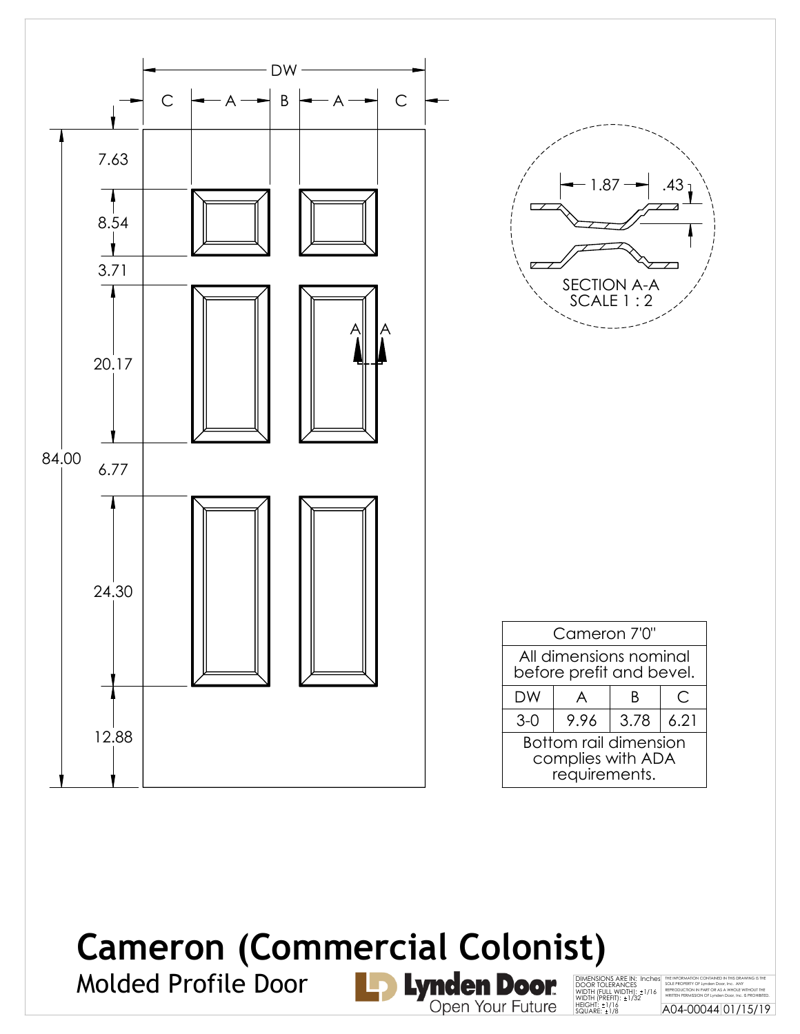DW

C A B A C

7.63

8.54

3.71

20.17

84.00

6.77

24.30

12.88

A A

1.87 .43

SECTION A-A
SCALE 1 : 2

| Cameron 7'0" | | | |
| --- | --- | --- | --- |
| All dimensions nominal before prefit and bevel. | | | |
| DW | A | B | C |
| 3-0 | 9.96 | 3.78 | 6.21 |
| Bottom rail dimension complies with ADA requirements. | | | |

# Cameron (Commercial Colonist)

Molded Profile Door

Lynden Door
Open Your Future

DIMENSIONS ARE IN: Inches
DOOR TOLERANCES
WIDTH (FULL WIDTH): ±1/16
WIDTH (PREFIT): ±1/32
HEIGHT: ±1/16
SQUARE: ±1/8

THE INFORMATION CONTAINED IN THIS DRAWING IS THE SOLE PROPERTY OF Lynden Door, Inc. ANY REPRODUCTION IN PART OR AS A WHOLE WITHOUT THE WRITTEN PERMISSION OF Lynden Door, Inc. IS PROHIBITED.

A04-00044 01/15/19